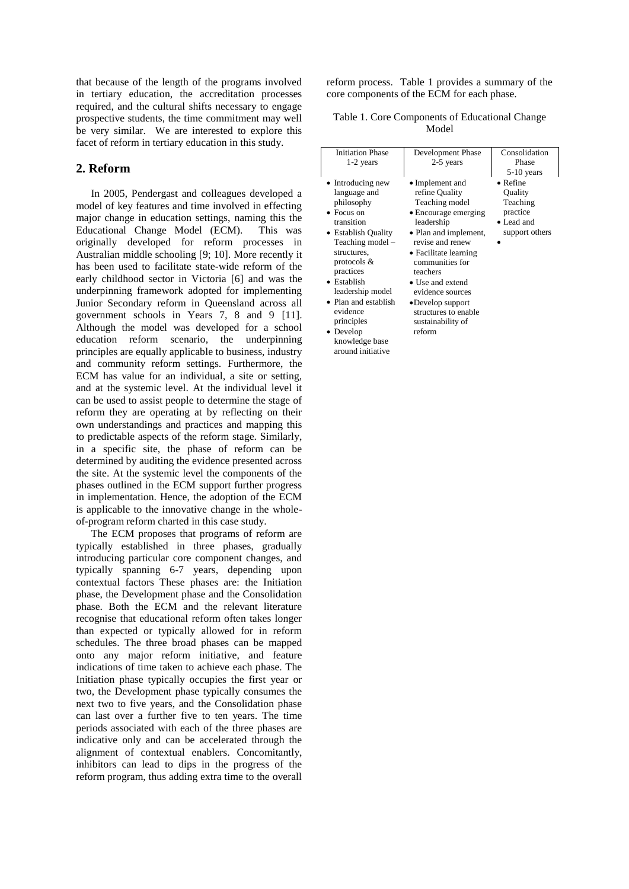that because of the length of the programs involved in tertiary education, the accreditation processes required, and the cultural shifts necessary to engage prospective students, the time commitment may well be very similar. We are interested to explore this facet of reform in tertiary education in this study.

## 2. Reform

In 2005, Pendergast and colleagues developed a model of key features and time involved in effecting major change in education settings, naming this the Educational Change Model (ECM). This was originally developed for reform processes in Australian middle schooling [9; 10]. More recently it has been used to facilitate state-wide reform of the early childhood sector in Victoria [6] and was the underpinning framework adopted for implementing Junior Secondary reform in Queensland across all government schools in Years 7, 8 and 9 [11]. Although the model was developed for a school education reform scenario, the underpinning principles are equally applicable to business, industry and community reform settings. Furthermore, the ECM has value for an individual, a site or setting, and at the systemic level. At the individual level it can be used to assist people to determine the stage of reform they are operating at by reflecting on their own understandings and practices and mapping this to predictable aspects of the reform stage. Similarly, in a specific site, the phase of reform can be determined by auditing the evidence presented across the site. At the systemic level the components of the phases outlined in the ECM support further progress in implementation. Hence, the adoption of the ECM is applicable to the innovative change in the whole-of-program reform charted in this case study.

The ECM proposes that programs of reform are typically established in three phases, gradually introducing particular core component changes, and typically spanning 6-7 years, depending upon contextual factors These phases are: the Initiation phase, the Development phase and the Consolidation phase. Both the ECM and the relevant literature recognise that educational reform often takes longer than expected or typically allowed for in reform schedules. The three broad phases can be mapped onto any major reform initiative, and feature indications of time taken to achieve each phase. The Initiation phase typically occupies the first year or two, the Development phase typically consumes the next two to five years, and the Consolidation phase can last over a further five to ten years. The time periods associated with each of the three phases are indicative only and can be accelerated through the alignment of contextual enablers. Concomitantly, inhibitors can lead to dips in the progress of the reform program, thus adding extra time to the overall reform process. Table 1 provides a summary of the core components of the ECM for each phase.

Table 1. Core Components of Educational Change Model

| Initiation Phase 1-2 years | Development Phase 2-5 years | Consolidation Phase 5-10 years |
|---|---|---|
| • Introducing new language and philosophy<br>• Focus on transition<br>• Establish Quality Teaching model – structures, protocols & practices<br>• Establish leadership model<br>• Plan and establish evidence principles<br>• Develop knowledge base around initiative | • Implement and refine Quality Teaching model<br>• Encourage emerging leadership<br>• Plan and implement, revise and renew<br>• Facilitate learning communities for teachers<br>• Use and extend evidence sources<br>• Develop support structures to enable sustainability of reform | • Refine Quality Teaching practice<br>• Lead and support others<br>• |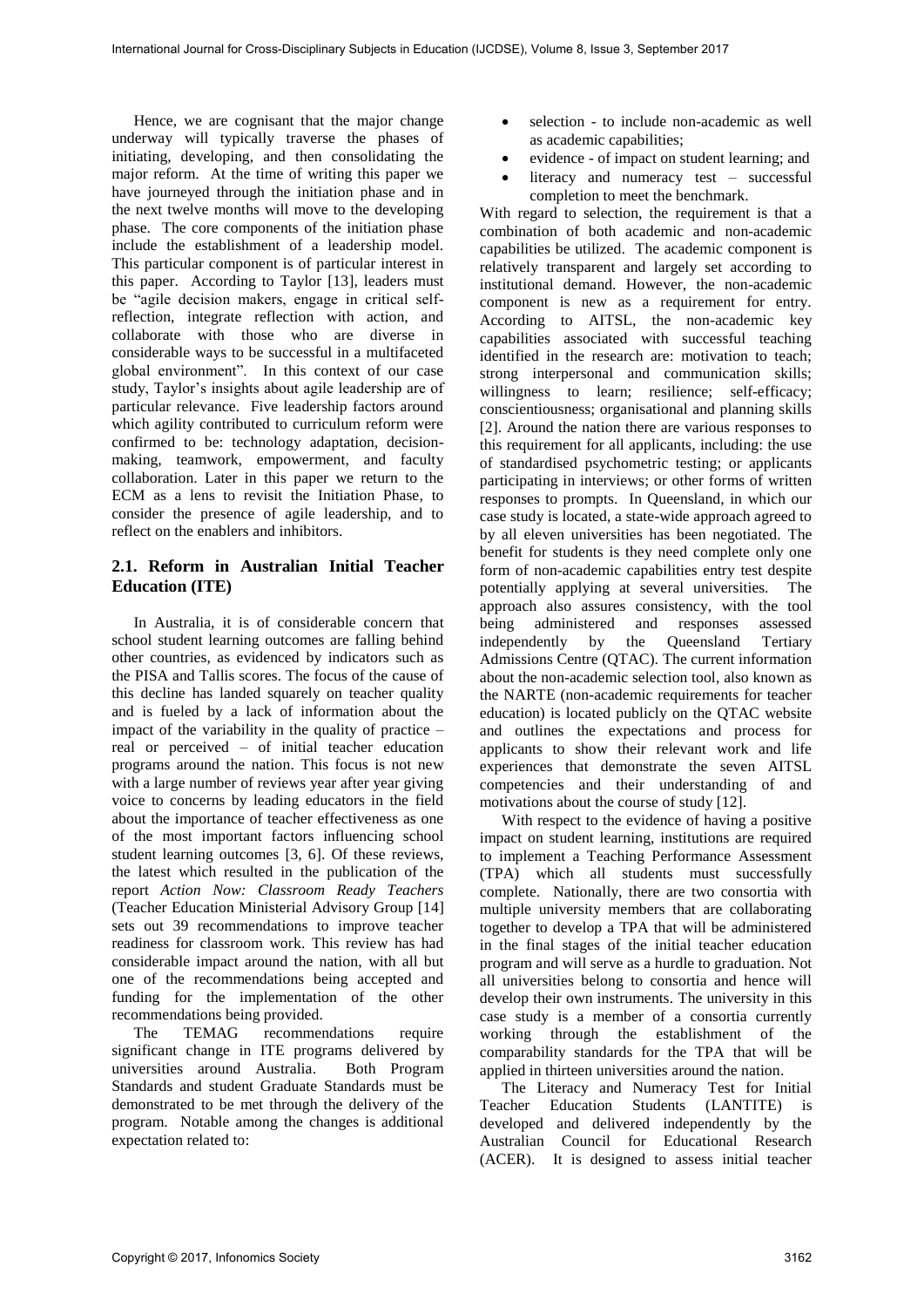Hence, we are cognisant that the major change underway will typically traverse the phases of initiating, developing, and then consolidating the major reform. At the time of writing this paper we have journeyed through the initiation phase and in the next twelve months will move to the developing phase. The core components of the initiation phase include the establishment of a leadership model. This particular component is of particular interest in this paper. According to Taylor [13], leaders must be "agile decision makers, engage in critical self-reflection, integrate reflection with action, and collaborate with those who are diverse in considerable ways to be successful in a multifaceted global environment". In this context of our case study, Taylor's insights about agile leadership are of particular relevance. Five leadership factors around which agility contributed to curriculum reform were confirmed to be: technology adaptation, decision-making, teamwork, empowerment, and faculty collaboration. Later in this paper we return to the ECM as a lens to revisit the Initiation Phase, to consider the presence of agile leadership, and to reflect on the enablers and inhibitors.

## 2.1. Reform in Australian Initial Teacher Education (ITE)

In Australia, it is of considerable concern that school student learning outcomes are falling behind other countries, as evidenced by indicators such as the PISA and Tallis scores. The focus of the cause of this decline has landed squarely on teacher quality and is fueled by a lack of information about the impact of the variability in the quality of practice – real or perceived – of initial teacher education programs around the nation. This focus is not new with a large number of reviews year after year giving voice to concerns by leading educators in the field about the importance of teacher effectiveness as one of the most important factors influencing school student learning outcomes [3, 6]. Of these reviews, the latest which resulted in the publication of the report *Action Now: Classroom Ready Teachers* (Teacher Education Ministerial Advisory Group [14] sets out 39 recommendations to improve teacher readiness for classroom work. This review has had considerable impact around the nation, with all but one of the recommendations being accepted and funding for the implementation of the other recommendations being provided.

The TEMAG recommendations require significant change in ITE programs delivered by universities around Australia. Both Program Standards and student Graduate Standards must be demonstrated to be met through the delivery of the program. Notable among the changes is additional expectation related to:

- selection - to include non-academic as well as academic capabilities;
- evidence - of impact on student learning; and
- literacy and numeracy test – successful completion to meet the benchmark.

With regard to selection, the requirement is that a combination of both academic and non-academic capabilities be utilized. The academic component is relatively transparent and largely set according to institutional demand. However, the non-academic component is new as a requirement for entry. According to AITSL, the non-academic key capabilities associated with successful teaching identified in the research are: motivation to teach; strong interpersonal and communication skills; willingness to learn; resilience; self-efficacy; conscientiousness; organisational and planning skills [2]. Around the nation there are various responses to this requirement for all applicants, including: the use of standardised psychometric testing; or applicants participating in interviews; or other forms of written responses to prompts. In Queensland, in which our case study is located, a state-wide approach agreed to by all eleven universities has been negotiated. The benefit for students is they need complete only one form of non-academic capabilities entry test despite potentially applying at several universities. The approach also assures consistency, with the tool being administered and responses assessed independently by the Queensland Tertiary Admissions Centre (QTAC). The current information about the non-academic selection tool, also known as the NARTE (non-academic requirements for teacher education) is located publicly on the QTAC website and outlines the expectations and process for applicants to show their relevant work and life experiences that demonstrate the seven AITSL competencies and their understanding of and motivations about the course of study [12].

With respect to the evidence of having a positive impact on student learning, institutions are required to implement a Teaching Performance Assessment (TPA) which all students must successfully complete. Nationally, there are two consortia with multiple university members that are collaborating together to develop a TPA that will be administered in the final stages of the initial teacher education program and will serve as a hurdle to graduation. Not all universities belong to consortia and hence will develop their own instruments. The university in this case study is a member of a consortia currently working through the establishment of the comparability standards for the TPA that will be applied in thirteen universities around the nation.

The Literacy and Numeracy Test for Initial Teacher Education Students (LANTITE) is developed and delivered independently by the Australian Council for Educational Research (ACER). It is designed to assess initial teacher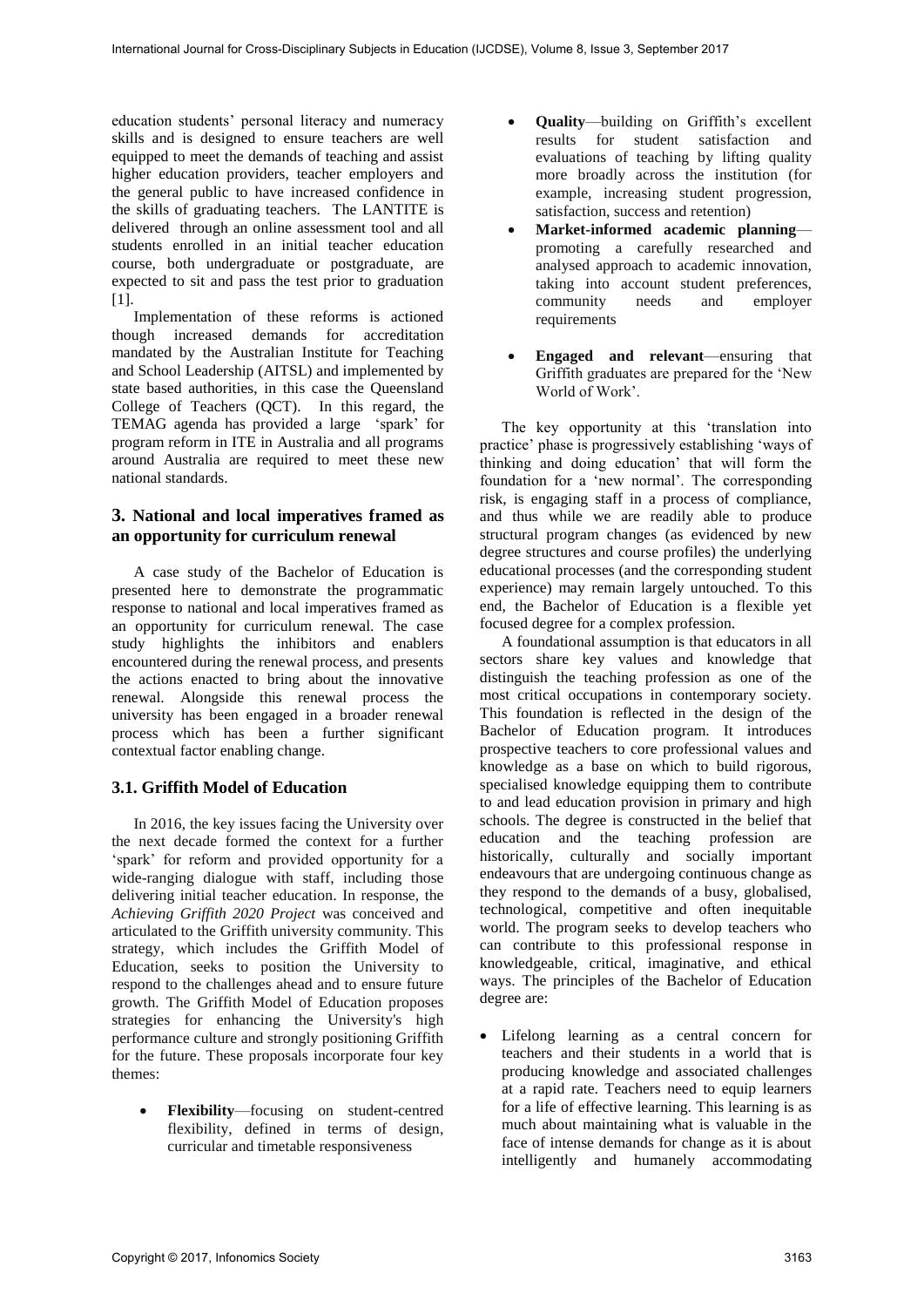education students' personal literacy and numeracy skills and is designed to ensure teachers are well equipped to meet the demands of teaching and assist higher education providers, teacher employers and the general public to have increased confidence in the skills of graduating teachers. The LANTITE is delivered through an online assessment tool and all students enrolled in an initial teacher education course, both undergraduate or postgraduate, are expected to sit and pass the test prior to graduation [1].

Implementation of these reforms is actioned though increased demands for accreditation mandated by the Australian Institute for Teaching and School Leadership (AITSL) and implemented by state based authorities, in this case the Queensland College of Teachers (QCT). In this regard, the TEMAG agenda has provided a large 'spark' for program reform in ITE in Australia and all programs around Australia are required to meet these new national standards.

## 3. National and local imperatives framed as an opportunity for curriculum renewal

A case study of the Bachelor of Education is presented here to demonstrate the programmatic response to national and local imperatives framed as an opportunity for curriculum renewal. The case study highlights the inhibitors and enablers encountered during the renewal process, and presents the actions enacted to bring about the innovative renewal. Alongside this renewal process the university has been engaged in a broader renewal process which has been a further significant contextual factor enabling change.

### 3.1. Griffith Model of Education

In 2016, the key issues facing the University over the next decade formed the context for a further 'spark' for reform and provided opportunity for a wide-ranging dialogue with staff, including those delivering initial teacher education. In response, the *Achieving Griffith 2020 Project* was conceived and articulated to the Griffith university community. This strategy, which includes the Griffith Model of Education, seeks to position the University to respond to the challenges ahead and to ensure future growth. The Griffith Model of Education proposes strategies for enhancing the University's high performance culture and strongly positioning Griffith for the future. These proposals incorporate four key themes:

- **Flexibility**—focusing on student-centred flexibility, defined in terms of design, curricular and timetable responsiveness
- **Quality**—building on Griffith's excellent results for student satisfaction and evaluations of teaching by lifting quality more broadly across the institution (for example, increasing student progression, satisfaction, success and retention)
- **Market-informed academic planning**—promoting a carefully researched and analysed approach to academic innovation, taking into account student preferences, community needs and employer requirements
- **Engaged and relevant**—ensuring that Griffith graduates are prepared for the 'New World of Work'.

The key opportunity at this 'translation into practice' phase is progressively establishing 'ways of thinking and doing education' that will form the foundation for a 'new normal'. The corresponding risk, is engaging staff in a process of compliance, and thus while we are readily able to produce structural program changes (as evidenced by new degree structures and course profiles) the underlying educational processes (and the corresponding student experience) may remain largely untouched. To this end, the Bachelor of Education is a flexible yet focused degree for a complex profession.

A foundational assumption is that educators in all sectors share key values and knowledge that distinguish the teaching profession as one of the most critical occupations in contemporary society. This foundation is reflected in the design of the Bachelor of Education program. It introduces prospective teachers to core professional values and knowledge as a base on which to build rigorous, specialised knowledge equipping them to contribute to and lead education provision in primary and high schools. The degree is constructed in the belief that education and the teaching profession are historically, culturally and socially important endeavours that are undergoing continuous change as they respond to the demands of a busy, globalised, technological, competitive and often inequitable world. The program seeks to develop teachers who can contribute to this professional response in knowledgeable, critical, imaginative, and ethical ways. The principles of the Bachelor of Education degree are:

- Lifelong learning as a central concern for teachers and their students in a world that is producing knowledge and associated challenges at a rapid rate. Teachers need to equip learners for a life of effective learning. This learning is as much about maintaining what is valuable in the face of intense demands for change as it is about intelligently and humanely accommodating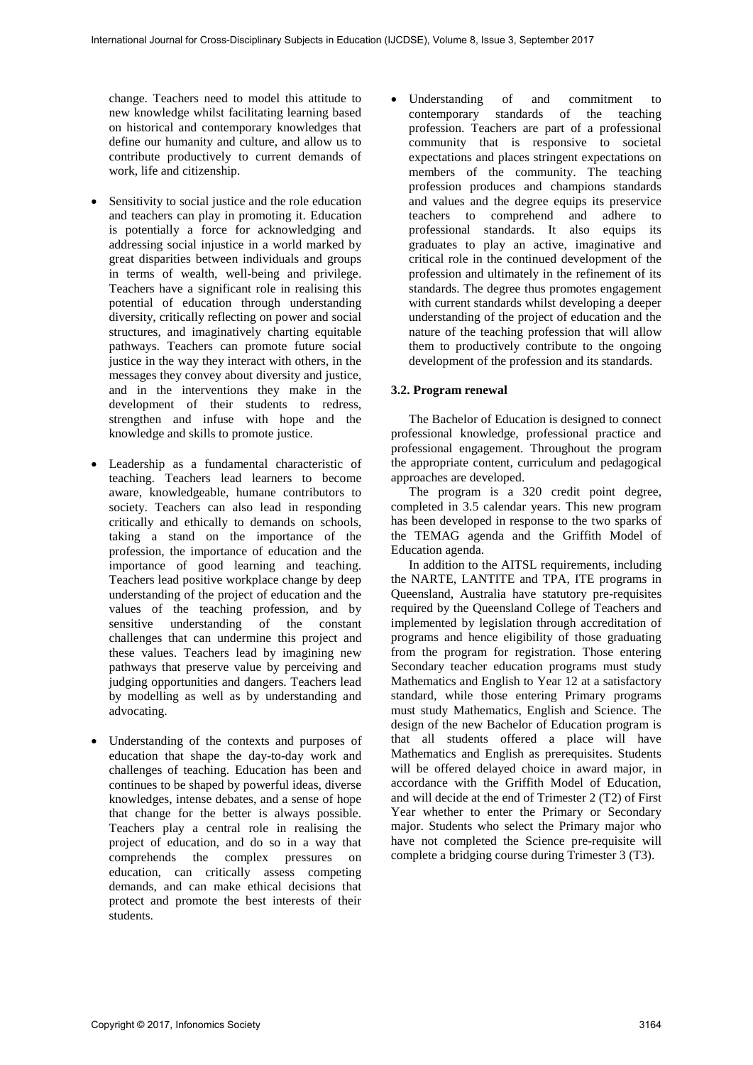change. Teachers need to model this attitude to new knowledge whilst facilitating learning based on historical and contemporary knowledges that define our humanity and culture, and allow us to contribute productively to current demands of work, life and citizenship.

- Sensitivity to social justice and the role education and teachers can play in promoting it. Education is potentially a force for acknowledging and addressing social injustice in a world marked by great disparities between individuals and groups in terms of wealth, well-being and privilege. Teachers have a significant role in realising this potential of education through understanding diversity, critically reflecting on power and social structures, and imaginatively charting equitable pathways. Teachers can promote future social justice in the way they interact with others, in the messages they convey about diversity and justice, and in the interventions they make in the development of their students to redress, strengthen and infuse with hope and the knowledge and skills to promote justice.

- Leadership as a fundamental characteristic of teaching. Teachers lead learners to become aware, knowledgeable, humane contributors to society. Teachers can also lead in responding critically and ethically to demands on schools, taking a stand on the importance of the profession, the importance of education and the importance of good learning and teaching. Teachers lead positive workplace change by deep understanding of the project of education and the values of the teaching profession, and by sensitive understanding of the constant challenges that can undermine this project and these values. Teachers lead by imagining new pathways that preserve value by perceiving and judging opportunities and dangers. Teachers lead by modelling as well as by understanding and advocating.

- Understanding of the contexts and purposes of education that shape the day-to-day work and challenges of teaching. Education has been and continues to be shaped by powerful ideas, diverse knowledges, intense debates, and a sense of hope that change for the better is always possible. Teachers play a central role in realising the project of education, and do so in a way that comprehends the complex pressures on education, can critically assess competing demands, and can make ethical decisions that protect and promote the best interests of their students.

- Understanding of and commitment to contemporary standards of the teaching profession. Teachers are part of a professional community that is responsive to societal expectations and places stringent expectations on members of the community. The teaching profession produces and champions standards and values and the degree equips its preservice teachers to comprehend and adhere to professional standards. It also equips its graduates to play an active, imaginative and critical role in the continued development of the profession and ultimately in the refinement of its standards. The degree thus promotes engagement with current standards whilst developing a deeper understanding of the project of education and the nature of the teaching profession that will allow them to productively contribute to the ongoing development of the profession and its standards.

### 3.2. Program renewal

The Bachelor of Education is designed to connect professional knowledge, professional practice and professional engagement. Throughout the program the appropriate content, curriculum and pedagogical approaches are developed.

The program is a 320 credit point degree, completed in 3.5 calendar years. This new program has been developed in response to the two sparks of the TEMAG agenda and the Griffith Model of Education agenda.

In addition to the AITSL requirements, including the NARTE, LANTITE and TPA, ITE programs in Queensland, Australia have statutory pre-requisites required by the Queensland College of Teachers and implemented by legislation through accreditation of programs and hence eligibility of those graduating from the program for registration. Those entering Secondary teacher education programs must study Mathematics and English to Year 12 at a satisfactory standard, while those entering Primary programs must study Mathematics, English and Science. The design of the new Bachelor of Education program is that all students offered a place will have Mathematics and English as prerequisites. Students will be offered delayed choice in award major, in accordance with the Griffith Model of Education, and will decide at the end of Trimester 2 (T2) of First Year whether to enter the Primary or Secondary major. Students who select the Primary major who have not completed the Science pre-requisite will complete a bridging course during Trimester 3 (T3).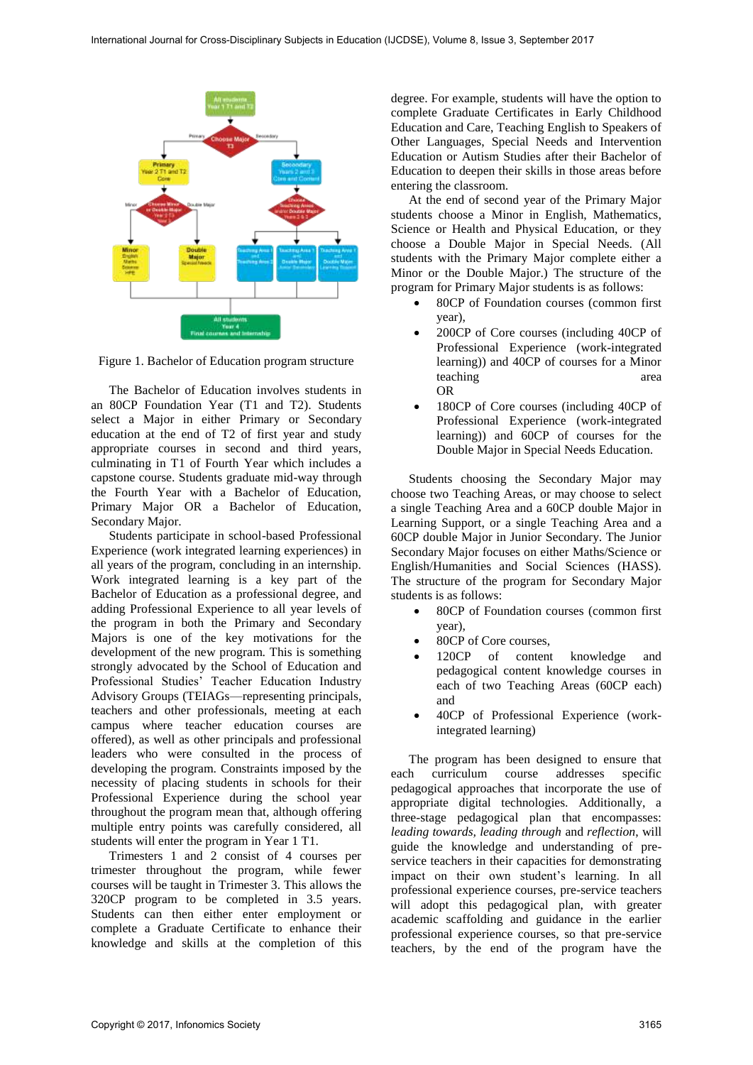All students
Year 1 T1 and T2

Primary — Choose Major T3 — Secondary

Primary
Year 2 T1 and T2
Core

Secondary
Years 2 and 3
Core and Content

Minor — Choose Minor or Double Major Year 3 T3 Year 3 — Double Major

Choose Teaching Areas and/or Double Major Years 2 & 3

Minor
English
Maths
Science
HPE

Double Major
Special Needs

Teaching Area 1 and Teaching Area 2

Teaching Area 1 and Double Major Junior Secondary

Teaching Area 1 and Double Major Learning Support

All students
Year 4
Final courses and Internship

Figure 1. Bachelor of Education program structure

The Bachelor of Education involves students in an 80CP Foundation Year (T1 and T2). Students select a Major in either Primary or Secondary education at the end of T2 of first year and study appropriate courses in second and third years, culminating in T1 of Fourth Year which includes a capstone course. Students graduate mid-way through the Fourth Year with a Bachelor of Education, Primary Major OR a Bachelor of Education, Secondary Major.

Students participate in school-based Professional Experience (work integrated learning experiences) in all years of the program, concluding in an internship. Work integrated learning is a key part of the Bachelor of Education as a professional degree, and adding Professional Experience to all year levels of the program in both the Primary and Secondary Majors is one of the key motivations for the development of the new program. This is something strongly advocated by the School of Education and Professional Studies' Teacher Education Industry Advisory Groups (TEIAGs—representing principals, teachers and other professionals, meeting at each campus where teacher education courses are offered), as well as other principals and professional leaders who were consulted in the process of developing the program. Constraints imposed by the necessity of placing students in schools for their Professional Experience during the school year throughout the program mean that, although offering multiple entry points was carefully considered, all students will enter the program in Year 1 T1.

Trimesters 1 and 2 consist of 4 courses per trimester throughout the program, while fewer courses will be taught in Trimester 3. This allows the 320CP program to be completed in 3.5 years. Students can then either enter employment or complete a Graduate Certificate to enhance their knowledge and skills at the completion of this degree. For example, students will have the option to complete Graduate Certificates in Early Childhood Education and Care, Teaching English to Speakers of Other Languages, Special Needs and Intervention Education or Autism Studies after their Bachelor of Education to deepen their skills in those areas before entering the classroom.

At the end of second year of the Primary Major students choose a Minor in English, Mathematics, Science or Health and Physical Education, or they choose a Double Major in Special Needs. (All students with the Primary Major complete either a Minor or the Double Major.) The structure of the program for Primary Major students is as follows:

- 80CP of Foundation courses (common first year),
- 200CP of Core courses (including 40CP of Professional Experience (work-integrated learning)) and 40CP of courses for a Minor teaching area
  OR
- 180CP of Core courses (including 40CP of Professional Experience (work-integrated learning)) and 60CP of courses for the Double Major in Special Needs Education.

Students choosing the Secondary Major may choose two Teaching Areas, or may choose to select a single Teaching Area and a 60CP double Major in Learning Support, or a single Teaching Area and a 60CP double Major in Junior Secondary. The Junior Secondary Major focuses on either Maths/Science or English/Humanities and Social Sciences (HASS). The structure of the program for Secondary Major students is as follows:

- 80CP of Foundation courses (common first year),
- 80CP of Core courses,
- 120CP of content knowledge and pedagogical content knowledge courses in each of two Teaching Areas (60CP each) and
- 40CP of Professional Experience (work-integrated learning)

The program has been designed to ensure that each curriculum course addresses specific pedagogical approaches that incorporate the use of appropriate digital technologies. Additionally, a three-stage pedagogical plan that encompasses: *leading towards, leading through* and *reflection*, will guide the knowledge and understanding of pre-service teachers in their capacities for demonstrating impact on their own student's learning. In all professional experience courses, pre-service teachers will adopt this pedagogical plan, with greater academic scaffolding and guidance in the earlier professional experience courses, so that pre-service teachers, by the end of the program have the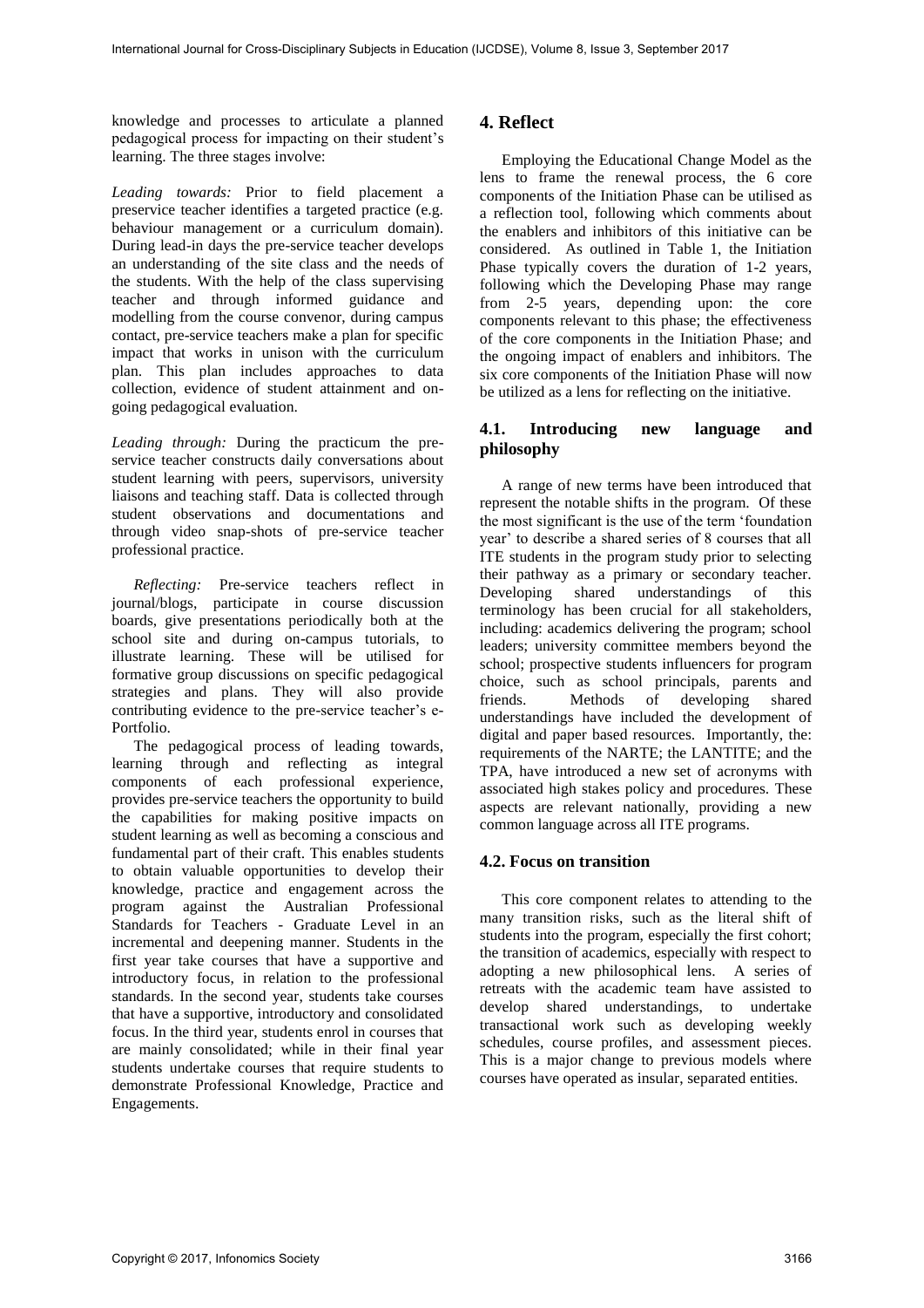knowledge and processes to articulate a planned pedagogical process for impacting on their student's learning. The three stages involve:

*Leading towards:* Prior to field placement a preservice teacher identifies a targeted practice (e.g. behaviour management or a curriculum domain). During lead-in days the pre-service teacher develops an understanding of the site class and the needs of the students. With the help of the class supervising teacher and through informed guidance and modelling from the course convenor, during campus contact, pre-service teachers make a plan for specific impact that works in unison with the curriculum plan. This plan includes approaches to data collection, evidence of student attainment and on-going pedagogical evaluation.

*Leading through:* During the practicum the pre-service teacher constructs daily conversations about student learning with peers, supervisors, university liaisons and teaching staff. Data is collected through student observations and documentations and through video snap-shots of pre-service teacher professional practice.

*Reflecting:* Pre-service teachers reflect in journal/blogs, participate in course discussion boards, give presentations periodically both at the school site and during on-campus tutorials, to illustrate learning. These will be utilised for formative group discussions on specific pedagogical strategies and plans. They will also provide contributing evidence to the pre-service teacher's e-Portfolio.

The pedagogical process of leading towards, learning through and reflecting as integral components of each professional experience, provides pre-service teachers the opportunity to build the capabilities for making positive impacts on student learning as well as becoming a conscious and fundamental part of their craft. This enables students to obtain valuable opportunities to develop their knowledge, practice and engagement across the program against the Australian Professional Standards for Teachers - Graduate Level in an incremental and deepening manner. Students in the first year take courses that have a supportive and introductory focus, in relation to the professional standards. In the second year, students take courses that have a supportive, introductory and consolidated focus. In the third year, students enrol in courses that are mainly consolidated; while in their final year students undertake courses that require students to demonstrate Professional Knowledge, Practice and Engagements.

## 4. Reflect

Employing the Educational Change Model as the lens to frame the renewal process, the 6 core components of the Initiation Phase can be utilised as a reflection tool, following which comments about the enablers and inhibitors of this initiative can be considered. As outlined in Table 1, the Initiation Phase typically covers the duration of 1-2 years, following which the Developing Phase may range from 2-5 years, depending upon: the core components relevant to this phase; the effectiveness of the core components in the Initiation Phase; and the ongoing impact of enablers and inhibitors. The six core components of the Initiation Phase will now be utilized as a lens for reflecting on the initiative.

### 4.1. Introducing new language and philosophy

A range of new terms have been introduced that represent the notable shifts in the program. Of these the most significant is the use of the term 'foundation year' to describe a shared series of 8 courses that all ITE students in the program study prior to selecting their pathway as a primary or secondary teacher. Developing shared understandings of this terminology has been crucial for all stakeholders, including: academics delivering the program; school leaders; university committee members beyond the school; prospective students influencers for program choice, such as school principals, parents and friends. Methods of developing shared understandings have included the development of digital and paper based resources. Importantly, the: requirements of the NARTE; the LANTITE; and the TPA, have introduced a new set of acronyms with associated high stakes policy and procedures. These aspects are relevant nationally, providing a new common language across all ITE programs.

### 4.2. Focus on transition

This core component relates to attending to the many transition risks, such as the literal shift of students into the program, especially the first cohort; the transition of academics, especially with respect to adopting a new philosophical lens. A series of retreats with the academic team have assisted to develop shared understandings, to undertake transactional work such as developing weekly schedules, course profiles, and assessment pieces. This is a major change to previous models where courses have operated as insular, separated entities.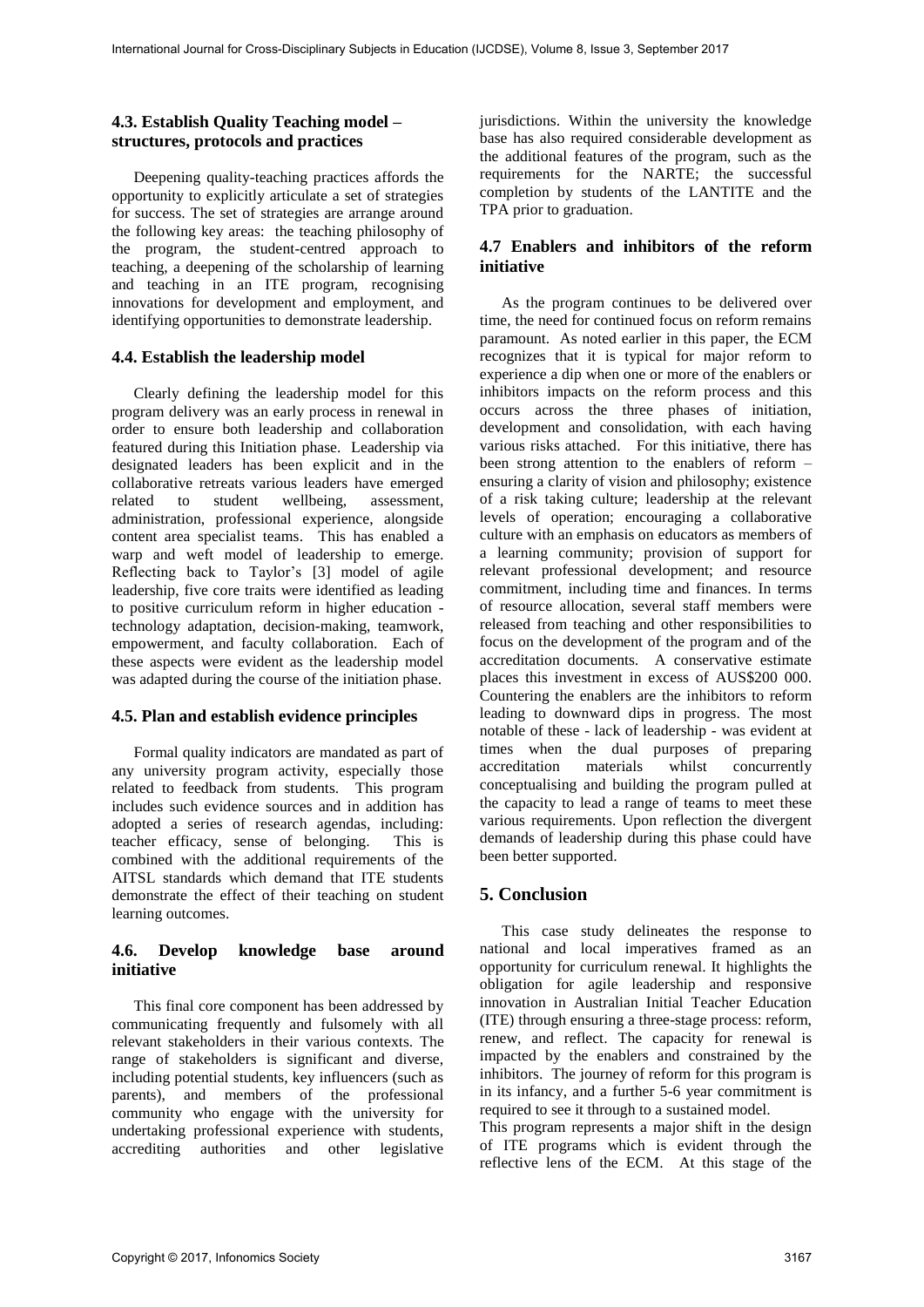### 4.3. Establish Quality Teaching model – structures, protocols and practices

Deepening quality-teaching practices affords the opportunity to explicitly articulate a set of strategies for success. The set of strategies are arrange around the following key areas: the teaching philosophy of the program, the student-centred approach to teaching, a deepening of the scholarship of learning and teaching in an ITE program, recognising innovations for development and employment, and identifying opportunities to demonstrate leadership.

### 4.4. Establish the leadership model

Clearly defining the leadership model for this program delivery was an early process in renewal in order to ensure both leadership and collaboration featured during this Initiation phase. Leadership via designated leaders has been explicit and in the collaborative retreats various leaders have emerged related to student wellbeing, assessment, administration, professional experience, alongside content area specialist teams. This has enabled a warp and weft model of leadership to emerge. Reflecting back to Taylor's [3] model of agile leadership, five core traits were identified as leading to positive curriculum reform in higher education - technology adaptation, decision-making, teamwork, empowerment, and faculty collaboration. Each of these aspects were evident as the leadership model was adapted during the course of the initiation phase.

### 4.5. Plan and establish evidence principles

Formal quality indicators are mandated as part of any university program activity, especially those related to feedback from students. This program includes such evidence sources and in addition has adopted a series of research agendas, including: teacher efficacy, sense of belonging. This is combined with the additional requirements of the AITSL standards which demand that ITE students demonstrate the effect of their teaching on student learning outcomes.

### 4.6. Develop knowledge base around initiative

This final core component has been addressed by communicating frequently and fulsomely with all relevant stakeholders in their various contexts. The range of stakeholders is significant and diverse, including potential students, key influencers (such as parents), and members of the professional community who engage with the university for undertaking professional experience with students, accrediting authorities and other legislative jurisdictions. Within the university the knowledge base has also required considerable development as the additional features of the program, such as the requirements for the NARTE; the successful completion by students of the LANTITE and the TPA prior to graduation.

### 4.7 Enablers and inhibitors of the reform initiative

As the program continues to be delivered over time, the need for continued focus on reform remains paramount. As noted earlier in this paper, the ECM recognizes that it is typical for major reform to experience a dip when one or more of the enablers or inhibitors impacts on the reform process and this occurs across the three phases of initiation, development and consolidation, with each having various risks attached. For this initiative, there has been strong attention to the enablers of reform – ensuring a clarity of vision and philosophy; existence of a risk taking culture; leadership at the relevant levels of operation; encouraging a collaborative culture with an emphasis on educators as members of a learning community; provision of support for relevant professional development; and resource commitment, including time and finances. In terms of resource allocation, several staff members were released from teaching and other responsibilities to focus on the development of the program and of the accreditation documents. A conservative estimate places this investment in excess of AUS$200 000. Countering the enablers are the inhibitors to reform leading to downward dips in progress. The most notable of these - lack of leadership - was evident at times when the dual purposes of preparing accreditation materials whilst concurrently conceptualising and building the program pulled at the capacity to lead a range of teams to meet these various requirements. Upon reflection the divergent demands of leadership during this phase could have been better supported.

## 5. Conclusion

This case study delineates the response to national and local imperatives framed as an opportunity for curriculum renewal. It highlights the obligation for agile leadership and responsive innovation in Australian Initial Teacher Education (ITE) through ensuring a three-stage process: reform, renew, and reflect. The capacity for renewal is impacted by the enablers and constrained by the inhibitors. The journey of reform for this program is in its infancy, and a further 5-6 year commitment is required to see it through to a sustained model.

This program represents a major shift in the design of ITE programs which is evident through the reflective lens of the ECM. At this stage of the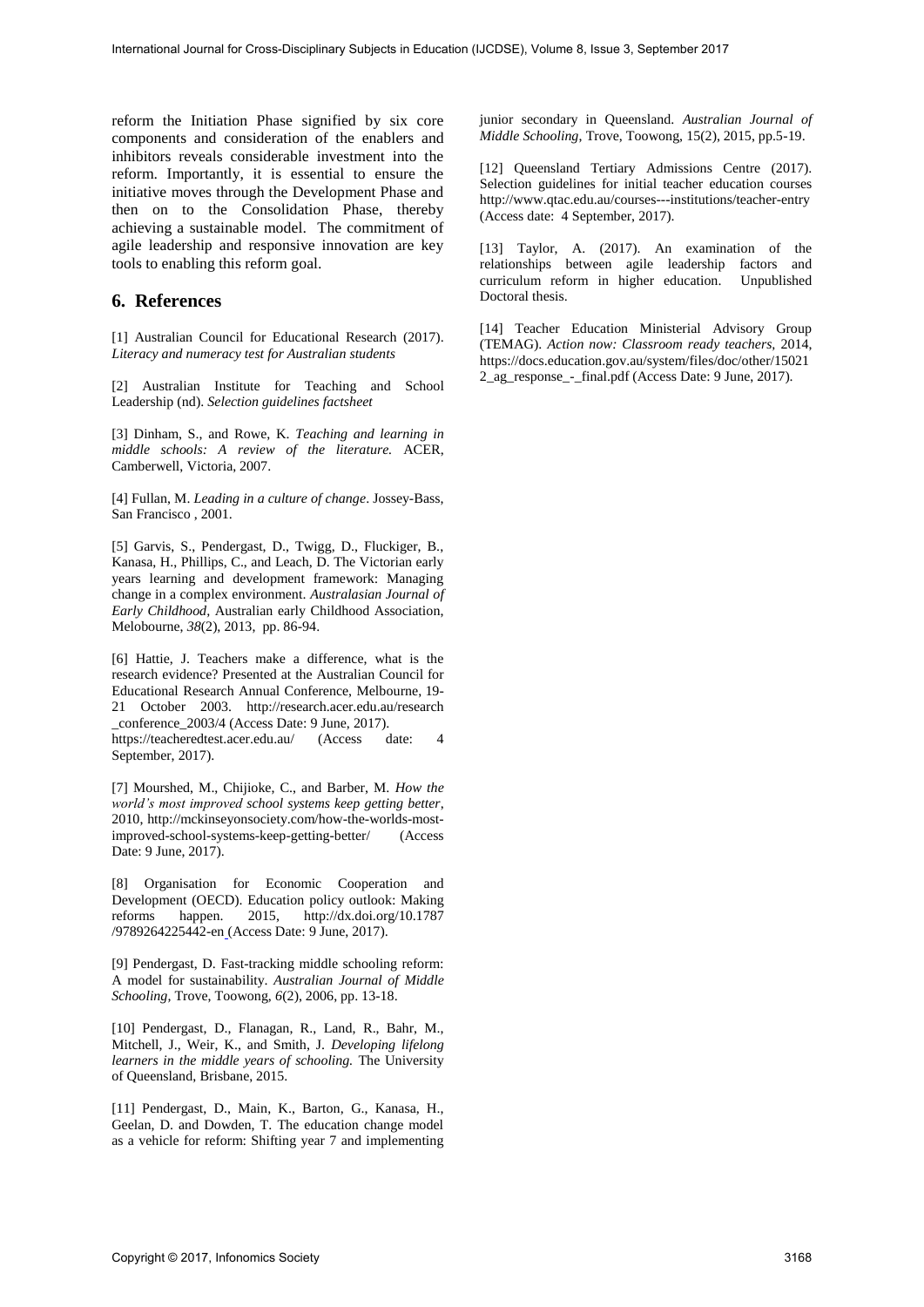reform the Initiation Phase signified by six core components and consideration of the enablers and inhibitors reveals considerable investment into the reform. Importantly, it is essential to ensure the initiative moves through the Development Phase and then on to the Consolidation Phase, thereby achieving a sustainable model. The commitment of agile leadership and responsive innovation are key tools to enabling this reform goal.

## 6. References

[1] Australian Council for Educational Research (2017). *Literacy and numeracy test for Australian students*

[2] Australian Institute for Teaching and School Leadership (nd). *Selection guidelines factsheet*

[3] Dinham, S., and Rowe, K. *Teaching and learning in middle schools: A review of the literature.* ACER, Camberwell, Victoria, 2007.

[4] Fullan, M. *Leading in a culture of change*. Jossey-Bass, San Francisco , 2001.

[5] Garvis, S., Pendergast, D., Twigg, D., Fluckiger, B., Kanasa, H., Phillips, C., and Leach, D. The Victorian early years learning and development framework: Managing change in a complex environment. *Australasian Journal of Early Childhood,* Australian early Childhood Association, Melobourne, *38*(2), 2013, pp. 86-94.

[6] Hattie, J. Teachers make a difference, what is the research evidence? Presented at the Australian Council for Educational Research Annual Conference, Melbourne, 19-21 October 2003. http://research.acer.edu.au/research_conference_2003/4 (Access Date: 9 June, 2017). https://teacheredtest.acer.edu.au/ (Access date: 4 September, 2017).

[7] Mourshed, M., Chijioke, C., and Barber, M. *How the world's most improved school systems keep getting better*, 2010, http://mckinseyonsociety.com/how-the-worlds-most-improved-school-systems-keep-getting-better/ (Access Date: 9 June, 2017).

[8] Organisation for Economic Cooperation and Development (OECD). Education policy outlook: Making reforms happen. 2015, http://dx.doi.org/10.1787/9789264225442-en (Access Date: 9 June, 2017).

[9] Pendergast, D. Fast-tracking middle schooling reform: A model for sustainability. *Australian Journal of Middle Schooling,* Trove, Toowong, *6*(2), 2006, pp. 13-18.

[10] Pendergast, D., Flanagan, R., Land, R., Bahr, M., Mitchell, J., Weir, K., and Smith, J. *Developing lifelong learners in the middle years of schooling.* The University of Queensland, Brisbane, 2015.

[11] Pendergast, D., Main, K., Barton, G., Kanasa, H., Geelan, D. and Dowden, T. The education change model as a vehicle for reform: Shifting year 7 and implementing junior secondary in Queensland. *Australian Journal of Middle Schooling,* Trove, Toowong, 15(2), 2015, pp.5-19.

[12] Queensland Tertiary Admissions Centre (2017). Selection guidelines for initial teacher education courses http://www.qtac.edu.au/courses---institutions/teacher-entry (Access date: 4 September, 2017).

[13] Taylor, A. (2017). An examination of the relationships between agile leadership factors and curriculum reform in higher education. Unpublished Doctoral thesis.

[14] Teacher Education Ministerial Advisory Group (TEMAG). *Action now: Classroom ready teachers,* 2014, https://docs.education.gov.au/system/files/doc/other/150212_ag_response_-_final.pdf (Access Date: 9 June, 2017).